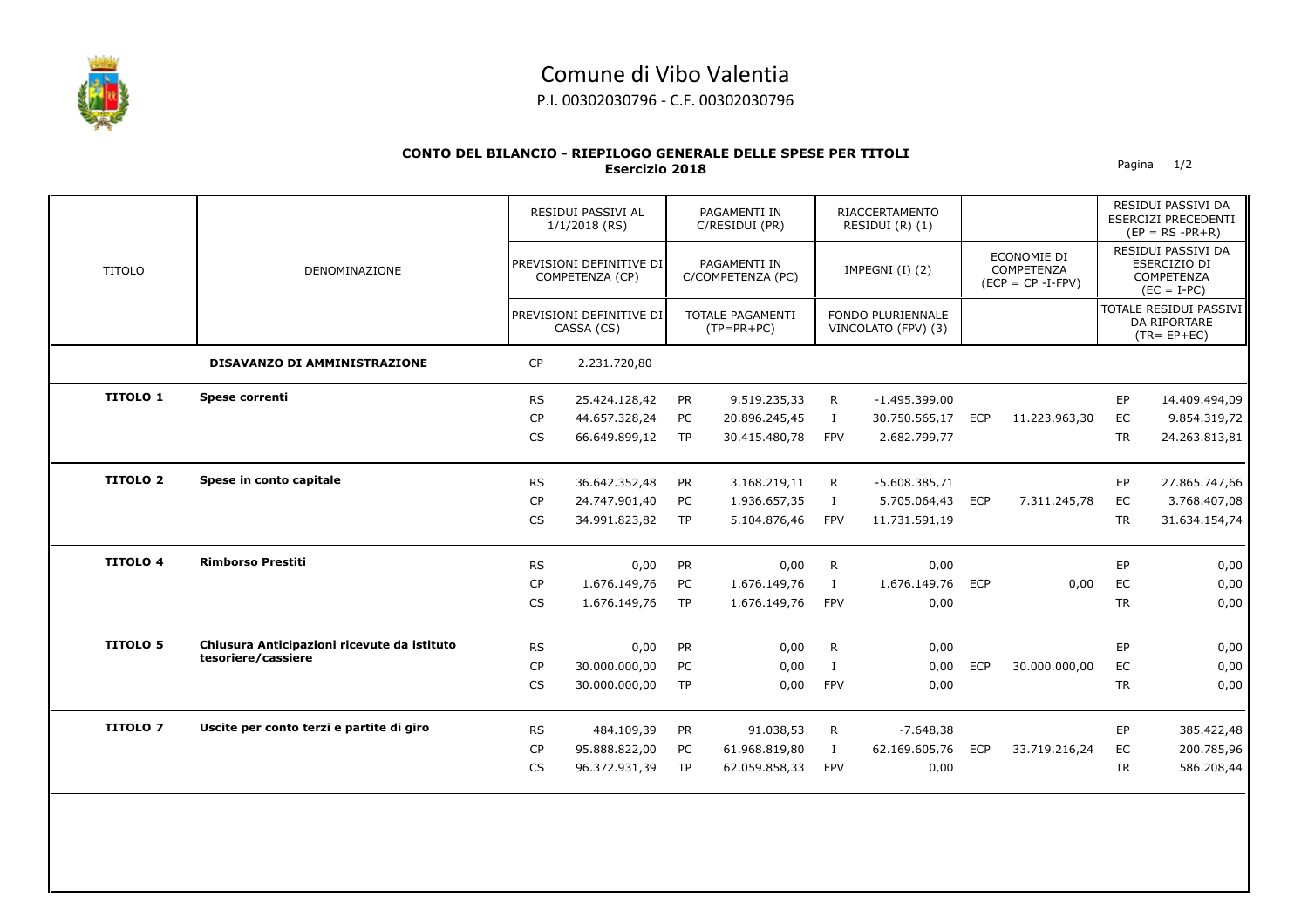# Comune di Vibo Valentia

P.I. 00302030796 - C.F. 00302030796

**CONTO DEL BILANCIO - RIEPILOGO GENERALE DELLE SPESE PER TITOLI**
**Esercizio 2018**

| TITOLO | DENOMINAZIONE | | RESIDUI PASSIVI AL 1/1/2018 (RS) / PREVISIONI DEFINITIVE DI COMPETENZA (CP) / PREVISIONI DEFINITIVE DI CASSA (CS) | | PAGAMENTI IN C/RESIDUI (PR) / PAGAMENTI IN C/COMPETENZA (PC) / TOTALE PAGAMENTI (TP=PR+PC) | | RIACCERTAMENTO RESIDUI (R) (1) / IMPEGNI (I) (2) / FONDO PLURIENNALE VINCOLATO (FPV) (3) | | ECONOMIE DI COMPETENZA (ECP = CP -I-FPV) | | RESIDUI PASSIVI DA ESERCIZI PRECEDENTI (EP = RS -PR+R) / RESIDUI PASSIVI DA ESERCIZIO DI COMPETENZA (EC = I-PC) / TOTALE RESIDUI PASSIVI DA RIPORTARE (TR= EP+EC) |
|---|---|---|---|---|---|---|---|---|---|---|---|
| | **DISAVANZO DI AMMINISTRAZIONE** | CP | 2.231.720,80 | | | | | | | | |
| **TITOLO 1** | **Spese correnti** | RS | 25.424.128,42 | PR | 9.519.235,33 | R | -1.495.399,00 | | | EP | 14.409.494,09 |
| | | CP | 44.657.328,24 | PC | 20.896.245,45 | I | 30.750.565,17 | ECP | 11.223.963,30 | EC | 9.854.319,72 |
| | | CS | 66.649.899,12 | TP | 30.415.480,78 | FPV | 2.682.799,77 | | | TR | 24.263.813,81 |
| **TITOLO 2** | **Spese in conto capitale** | RS | 36.642.352,48 | PR | 3.168.219,11 | R | -5.608.385,71 | | | EP | 27.865.747,66 |
| | | CP | 24.747.901,40 | PC | 1.936.657,35 | I | 5.705.064,43 | ECP | 7.311.245,78 | EC | 3.768.407,08 |
| | | CS | 34.991.823,82 | TP | 5.104.876,46 | FPV | 11.731.591,19 | | | TR | 31.634.154,74 |
| **TITOLO 4** | **Rimborso Prestiti** | RS | 0,00 | PR | 0,00 | R | 0,00 | | | EP | 0,00 |
| | | CP | 1.676.149,76 | PC | 1.676.149,76 | I | 1.676.149,76 | ECP | 0,00 | EC | 0,00 |
| | | CS | 1.676.149,76 | TP | 1.676.149,76 | FPV | 0,00 | | | TR | 0,00 |
| **TITOLO 5** | **Chiusura Anticipazioni ricevute da istituto tesoriere/cassiere** | RS | 0,00 | PR | 0,00 | R | 0,00 | | | EP | 0,00 |
| | | CP | 30.000.000,00 | PC | 0,00 | I | 0,00 | ECP | 30.000.000,00 | EC | 0,00 |
| | | CS | 30.000.000,00 | TP | 0,00 | FPV | 0,00 | | | TR | 0,00 |
| **TITOLO 7** | **Uscite per conto terzi e partite di giro** | RS | 484.109,39 | PR | 91.038,53 | R | -7.648,38 | | | EP | 385.422,48 |
| | | CP | 95.888.822,00 | PC | 61.968.819,80 | I | 62.169.605,76 | ECP | 33.719.216,24 | EC | 200.785,96 |
| | | CS | 96.372.931,39 | TP | 62.059.858,33 | FPV | 0,00 | | | TR | 586.208,44 |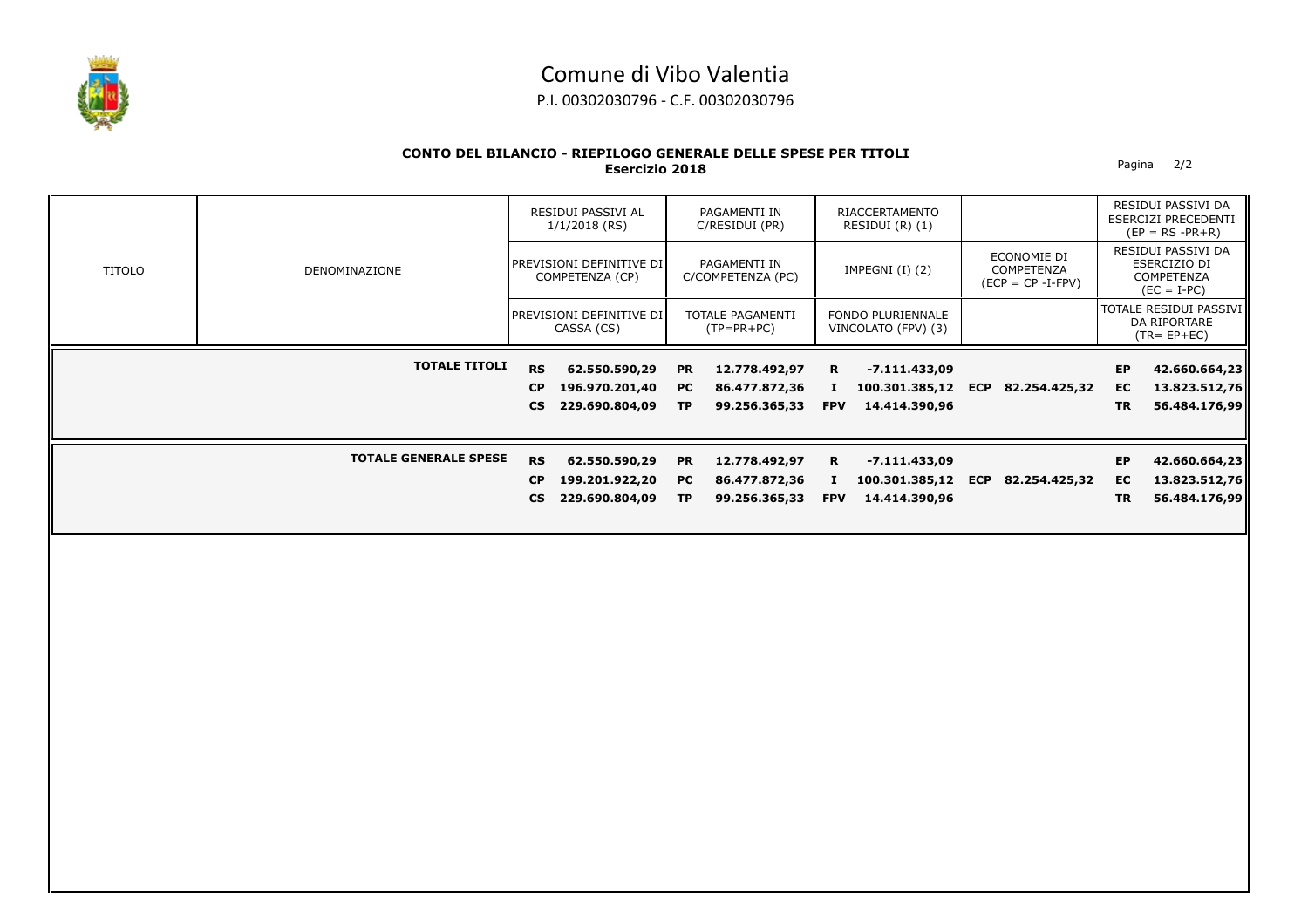# Comune di Vibo Valentia

P.I. 00302030796 - C.F. 00302030796

**CONTO DEL BILANCIO - RIEPILOGO GENERALE DELLE SPESE PER TITOLI**
**Esercizio 2018**

| TITOLO | DENOMINAZIONE | RESIDUI PASSIVI AL 1/1/2018 (RS) / PREVISIONI DEFINITIVE DI COMPETENZA (CP) / PREVISIONI DEFINITIVE DI CASSA (CS) | PAGAMENTI IN C/RESIDUI (PR) / PAGAMENTI IN C/COMPETENZA (PC) / TOTALE PAGAMENTI (TP=PR+PC) | RIACCERTAMENTO RESIDUI (R) (1) / IMPEGNI (I) (2) / FONDO PLURIENNALE VINCOLATO (FPV) (3) | ECONOMIE DI COMPETENZA (ECP = CP -I-FPV) | RESIDUI PASSIVI DA ESERCIZI PRECEDENTI (EP = RS -PR+R) / RESIDUI PASSIVI DA ESERCIZIO DI COMPETENZA (EC = I-PC) / TOTALE RESIDUI PASSIVI DA RIPORTARE (TR= EP+EC) |
|---|---|---|---|---|---|---|
| | **TOTALE TITOLI** | **RS** 62.550.590,29 | **PR** 12.778.492,97 | **R** -7.111.433,09 | | **EP** 42.660.664,23 |
| | | **CP** 196.970.201,40 | **PC** 86.477.872,36 | **I** 100.301.385,12 | **ECP** 82.254.425,32 | **EC** 13.823.512,76 |
| | | **CS** 229.690.804,09 | **TP** 99.256.365,33 | **FPV** 14.414.390,96 | | **TR** 56.484.176,99 |
| | **TOTALE GENERALE SPESE** | **RS** 62.550.590,29 | **PR** 12.778.492,97 | **R** -7.111.433,09 | | **EP** 42.660.664,23 |
| | | **CP** 199.201.922,20 | **PC** 86.477.872,36 | **I** 100.301.385,12 | **ECP** 82.254.425,32 | **EC** 13.823.512,76 |
| | | **CS** 229.690.804,09 | **TP** 99.256.365,33 | **FPV** 14.414.390,96 | | **TR** 56.484.176,99 |